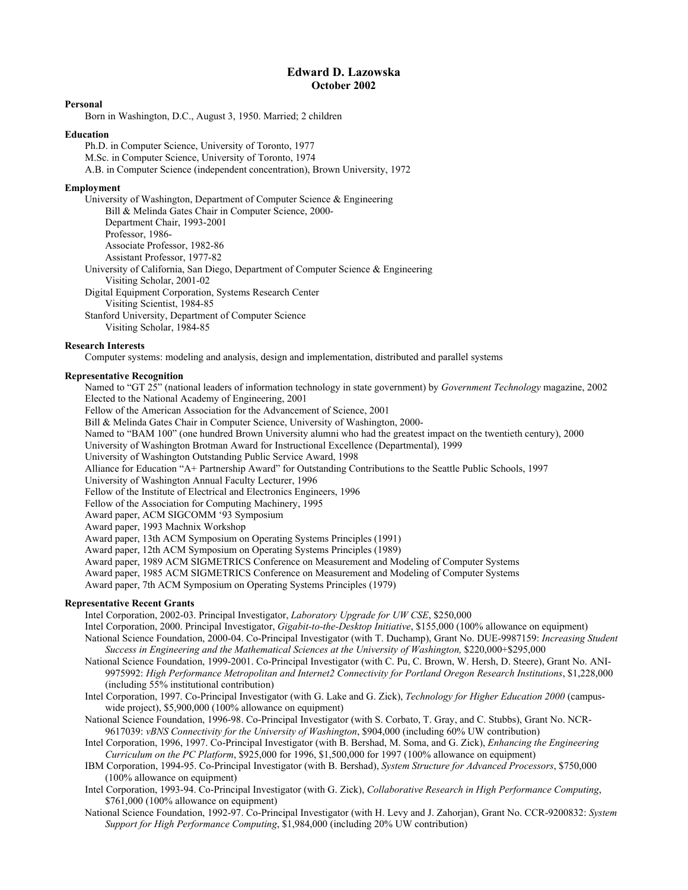# Edward D. Lazowska
## October 2002

**Personal**

Born in Washington, D.C., August 3, 1950. Married; 2 children

**Education**

Ph.D. in Computer Science, University of Toronto, 1977
M.Sc. in Computer Science, University of Toronto, 1974
A.B. in Computer Science (independent concentration), Brown University, 1972

**Employment**

University of Washington, Department of Computer Science & Engineering
- Bill & Melinda Gates Chair in Computer Science, 2000-
- Department Chair, 1993-2001
- Professor, 1986-
- Associate Professor, 1982-86
- Assistant Professor, 1977-82

University of California, San Diego, Department of Computer Science & Engineering
- Visiting Scholar, 2001-02

Digital Equipment Corporation, Systems Research Center
- Visiting Scientist, 1984-85

Stanford University, Department of Computer Science
- Visiting Scholar, 1984-85

**Research Interests**

Computer systems: modeling and analysis, design and implementation, distributed and parallel systems

**Representative Recognition**

Named to "GT 25" (national leaders of information technology in state government) by *Government Technology* magazine, 2002
Elected to the National Academy of Engineering, 2001
Fellow of the American Association for the Advancement of Science, 2001
Bill & Melinda Gates Chair in Computer Science, University of Washington, 2000-
Named to "BAM 100" (one hundred Brown University alumni who had the greatest impact on the twentieth century), 2000
University of Washington Brotman Award for Instructional Excellence (Departmental), 1999
University of Washington Outstanding Public Service Award, 1998
Alliance for Education "A+ Partnership Award" for Outstanding Contributions to the Seattle Public Schools, 1997
University of Washington Annual Faculty Lecturer, 1996
Fellow of the Institute of Electrical and Electronics Engineers, 1996
Fellow of the Association for Computing Machinery, 1995
Award paper, ACM SIGCOMM '93 Symposium
Award paper, 1993 Machnix Workshop
Award paper, 13th ACM Symposium on Operating Systems Principles (1991)
Award paper, 12th ACM Symposium on Operating Systems Principles (1989)
Award paper, 1989 ACM SIGMETRICS Conference on Measurement and Modeling of Computer Systems
Award paper, 1985 ACM SIGMETRICS Conference on Measurement and Modeling of Computer Systems
Award paper, 7th ACM Symposium on Operating Systems Principles (1979)

**Representative Recent Grants**

Intel Corporation, 2002-03. Principal Investigator, *Laboratory Upgrade for UW CSE*, $250,000

Intel Corporation, 2000. Principal Investigator, *Gigabit-to-the-Desktop Initiative*, $155,000 (100% allowance on equipment)

National Science Foundation, 2000-04. Co-Principal Investigator (with T. Duchamp), Grant No. DUE-9987159: *Increasing Student Success in Engineering and the Mathematical Sciences at the University of Washington,* $220,000+$295,000

National Science Foundation, 1999-2001. Co-Principal Investigator (with C. Pu, C. Brown, W. Hersh, D. Steere), Grant No. ANI-9975992: *High Performance Metropolitan and Internet2 Connectivity for Portland Oregon Research Institutions*, $1,228,000 (including 55% institutional contribution)

Intel Corporation, 1997. Co-Principal Investigator (with G. Lake and G. Zick), *Technology for Higher Education 2000* (campus-wide project), $5,900,000 (100% allowance on equipment)

National Science Foundation, 1996-98. Co-Principal Investigator (with S. Corbato, T. Gray, and C. Stubbs), Grant No. NCR-9617039: *vBNS Connectivity for the University of Washington*, $904,000 (including 60% UW contribution)

Intel Corporation, 1996, 1997. Co-Principal Investigator (with B. Bershad, M. Soma, and G. Zick), *Enhancing the Engineering Curriculum on the PC Platform*, $925,000 for 1996, $1,500,000 for 1997 (100% allowance on equipment)

IBM Corporation, 1994-95. Co-Principal Investigator (with B. Bershad), *System Structure for Advanced Processors*, $750,000 (100% allowance on equipment)

Intel Corporation, 1993-94. Co-Principal Investigator (with G. Zick), *Collaborative Research in High Performance Computing*, $761,000 (100% allowance on equipment)

National Science Foundation, 1992-97. Co-Principal Investigator (with H. Levy and J. Zahorjan), Grant No. CCR-9200832: *System Support for High Performance Computing*, $1,984,000 (including 20% UW contribution)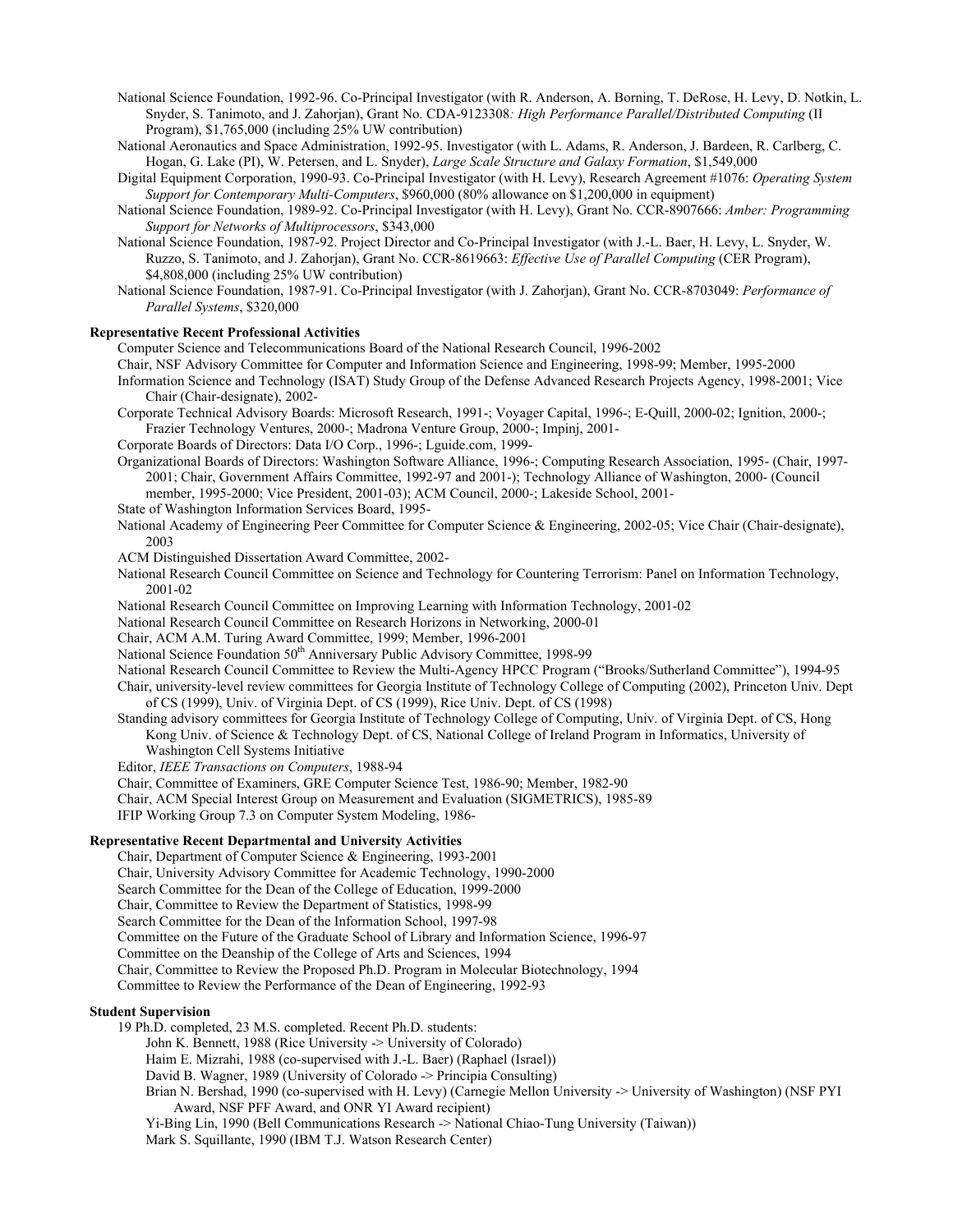National Science Foundation, 1992-96. Co-Principal Investigator (with R. Anderson, A. Borning, T. DeRose, H. Levy, D. Notkin, L. Snyder, S. Tanimoto, and J. Zahorjan), Grant No. CDA-9123308*: High Performance Parallel/Distributed Computing* (II Program), $1,765,000 (including 25% UW contribution)

National Aeronautics and Space Administration, 1992-95. Investigator (with L. Adams, R. Anderson, J. Bardeen, R. Carlberg, C. Hogan, G. Lake (PI), W. Petersen, and L. Snyder), *Large Scale Structure and Galaxy Formation*, $1,549,000

Digital Equipment Corporation, 1990-93. Co-Principal Investigator (with H. Levy), Research Agreement #1076: *Operating System Support for Contemporary Multi-Computers*, $960,000 (80% allowance on $1,200,000 in equipment)

National Science Foundation, 1989-92. Co-Principal Investigator (with H. Levy), Grant No. CCR-8907666: *Amber: Programming Support for Networks of Multiprocessors*, $343,000

National Science Foundation, 1987-92. Project Director and Co-Principal Investigator (with J.-L. Baer, H. Levy, L. Snyder, W. Ruzzo, S. Tanimoto, and J. Zahorjan), Grant No. CCR-8619663: *Effective Use of Parallel Computing* (CER Program), $4,808,000 (including 25% UW contribution)

National Science Foundation, 1987-91. Co-Principal Investigator (with J. Zahorjan), Grant No. CCR-8703049: *Performance of Parallel Systems*, $320,000

**Representative Recent Professional Activities**

Computer Science and Telecommunications Board of the National Research Council, 1996-2002

Chair, NSF Advisory Committee for Computer and Information Science and Engineering, 1998-99; Member, 1995-2000

Information Science and Technology (ISAT) Study Group of the Defense Advanced Research Projects Agency, 1998-2001; Vice Chair (Chair-designate), 2002-

Corporate Technical Advisory Boards: Microsoft Research, 1991-; Voyager Capital, 1996-; E-Quill, 2000-02; Ignition, 2000-; Frazier Technology Ventures, 2000-; Madrona Venture Group, 2000-; Impinj, 2001-

Corporate Boards of Directors: Data I/O Corp., 1996-; Lguide.com, 1999-

Organizational Boards of Directors: Washington Software Alliance, 1996-; Computing Research Association, 1995- (Chair, 1997-2001; Chair, Government Affairs Committee, 1992-97 and 2001-); Technology Alliance of Washington, 2000- (Council member, 1995-2000; Vice President, 2001-03); ACM Council, 2000-; Lakeside School, 2001-

State of Washington Information Services Board, 1995-

National Academy of Engineering Peer Committee for Computer Science & Engineering, 2002-05; Vice Chair (Chair-designate), 2003

ACM Distinguished Dissertation Award Committee, 2002-

National Research Council Committee on Science and Technology for Countering Terrorism: Panel on Information Technology, 2001-02

National Research Council Committee on Improving Learning with Information Technology, 2001-02

National Research Council Committee on Research Horizons in Networking, 2000-01

Chair, ACM A.M. Turing Award Committee, 1999; Member, 1996-2001

National Science Foundation 50th Anniversary Public Advisory Committee, 1998-99

National Research Council Committee to Review the Multi-Agency HPCC Program ("Brooks/Sutherland Committee"), 1994-95

Chair, university-level review committees for Georgia Institute of Technology College of Computing (2002), Princeton Univ. Dept of CS (1999), Univ. of Virginia Dept. of CS (1999), Rice Univ. Dept. of CS (1998)

Standing advisory committees for Georgia Institute of Technology College of Computing, Univ. of Virginia Dept. of CS, Hong Kong Univ. of Science & Technology Dept. of CS, National College of Ireland Program in Informatics, University of Washington Cell Systems Initiative

Editor, *IEEE Transactions on Computers*, 1988-94

Chair, Committee of Examiners, GRE Computer Science Test, 1986-90; Member, 1982-90

Chair, ACM Special Interest Group on Measurement and Evaluation (SIGMETRICS), 1985-89

IFIP Working Group 7.3 on Computer System Modeling, 1986-

**Representative Recent Departmental and University Activities**

Chair, Department of Computer Science & Engineering, 1993-2001

Chair, University Advisory Committee for Academic Technology, 1990-2000

Search Committee for the Dean of the College of Education, 1999-2000

Chair, Committee to Review the Department of Statistics, 1998-99

Search Committee for the Dean of the Information School, 1997-98

Committee on the Future of the Graduate School of Library and Information Science, 1996-97

Committee on the Deanship of the College of Arts and Sciences, 1994

Chair, Committee to Review the Proposed Ph.D. Program in Molecular Biotechnology, 1994

Committee to Review the Performance of the Dean of Engineering, 1992-93

**Student Supervision**

19 Ph.D. completed, 23 M.S. completed. Recent Ph.D. students:

- John K. Bennett, 1988 (Rice University -> University of Colorado)
- Haim E. Mizrahi, 1988 (co-supervised with J.-L. Baer) (Raphael (Israel))
- David B. Wagner, 1989 (University of Colorado -> Principia Consulting)
- Brian N. Bershad, 1990 (co-supervised with H. Levy) (Carnegie Mellon University -> University of Washington) (NSF PYI Award, NSF PFF Award, and ONR YI Award recipient)
- Yi-Bing Lin, 1990 (Bell Communications Research -> National Chiao-Tung University (Taiwan))
- Mark S. Squillante, 1990 (IBM T.J. Watson Research Center)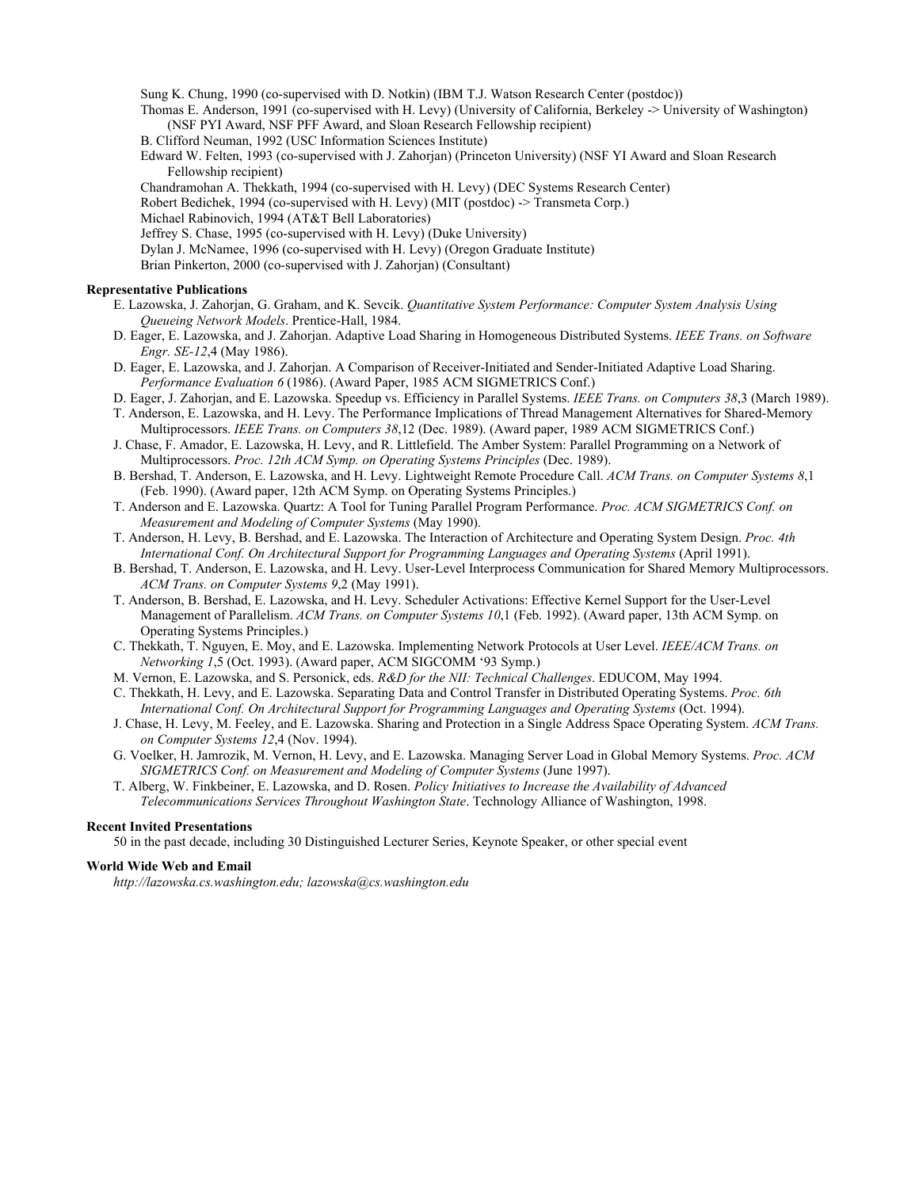Sung K. Chung, 1990 (co-supervised with D. Notkin) (IBM T.J. Watson Research Center (postdoc))

Thomas E. Anderson, 1991 (co-supervised with H. Levy) (University of California, Berkeley -> University of Washington) (NSF PYI Award, NSF PFF Award, and Sloan Research Fellowship recipient)

B. Clifford Neuman, 1992 (USC Information Sciences Institute)

Edward W. Felten, 1993 (co-supervised with J. Zahorjan) (Princeton University) (NSF YI Award and Sloan Research Fellowship recipient)

Chandramohan A. Thekkath, 1994 (co-supervised with H. Levy) (DEC Systems Research Center)

Robert Bedichek, 1994 (co-supervised with H. Levy) (MIT (postdoc) -> Transmeta Corp.)

Michael Rabinovich, 1994 (AT&T Bell Laboratories)

Jeffrey S. Chase, 1995 (co-supervised with H. Levy) (Duke University)

Dylan J. McNamee, 1996 (co-supervised with H. Levy) (Oregon Graduate Institute)

Brian Pinkerton, 2000 (co-supervised with J. Zahorjan) (Consultant)

**Representative Publications**

E. Lazowska, J. Zahorjan, G. Graham, and K. Sevcik. *Quantitative System Performance: Computer System Analysis Using Queueing Network Models*. Prentice-Hall, 1984.

D. Eager, E. Lazowska, and J. Zahorjan. Adaptive Load Sharing in Homogeneous Distributed Systems. *IEEE Trans. on Software Engr. SE-12*,4 (May 1986).

D. Eager, E. Lazowska, and J. Zahorjan. A Comparison of Receiver-Initiated and Sender-Initiated Adaptive Load Sharing. *Performance Evaluation 6* (1986). (Award Paper, 1985 ACM SIGMETRICS Conf.)

D. Eager, J. Zahorjan, and E. Lazowska. Speedup vs. Efficiency in Parallel Systems. *IEEE Trans. on Computers 38*,3 (March 1989).

T. Anderson, E. Lazowska, and H. Levy. The Performance Implications of Thread Management Alternatives for Shared-Memory Multiprocessors. *IEEE Trans. on Computers 38*,12 (Dec. 1989). (Award paper, 1989 ACM SIGMETRICS Conf.)

J. Chase, F. Amador, E. Lazowska, H. Levy, and R. Littlefield. The Amber System: Parallel Programming on a Network of Multiprocessors. *Proc. 12th ACM Symp. on Operating Systems Principles* (Dec. 1989).

B. Bershad, T. Anderson, E. Lazowska, and H. Levy. Lightweight Remote Procedure Call. *ACM Trans. on Computer Systems 8*,1 (Feb. 1990). (Award paper, 12th ACM Symp. on Operating Systems Principles.)

T. Anderson and E. Lazowska. Quartz: A Tool for Tuning Parallel Program Performance. *Proc. ACM SIGMETRICS Conf. on Measurement and Modeling of Computer Systems* (May 1990).

T. Anderson, H. Levy, B. Bershad, and E. Lazowska. The Interaction of Architecture and Operating System Design. *Proc. 4th International Conf. On Architectural Support for Programming Languages and Operating Systems* (April 1991).

B. Bershad, T. Anderson, E. Lazowska, and H. Levy. User-Level Interprocess Communication for Shared Memory Multiprocessors. *ACM Trans. on Computer Systems 9*,2 (May 1991).

T. Anderson, B. Bershad, E. Lazowska, and H. Levy. Scheduler Activations: Effective Kernel Support for the User-Level Management of Parallelism. *ACM Trans. on Computer Systems 10*,1 (Feb. 1992). (Award paper, 13th ACM Symp. on Operating Systems Principles.)

C. Thekkath, T. Nguyen, E. Moy, and E. Lazowska. Implementing Network Protocols at User Level. *IEEE/ACM Trans. on Networking 1*,5 (Oct. 1993). (Award paper, ACM SIGCOMM '93 Symp.)

M. Vernon, E. Lazowska, and S. Personick, eds. *R&D for the NII: Technical Challenges*. EDUCOM, May 1994.

C. Thekkath, H. Levy, and E. Lazowska. Separating Data and Control Transfer in Distributed Operating Systems. *Proc. 6th International Conf. On Architectural Support for Programming Languages and Operating Systems* (Oct. 1994).

J. Chase, H. Levy, M. Feeley, and E. Lazowska. Sharing and Protection in a Single Address Space Operating System. *ACM Trans. on Computer Systems 12*,4 (Nov. 1994).

G. Voelker, H. Jamrozik, M. Vernon, H. Levy, and E. Lazowska. Managing Server Load in Global Memory Systems. *Proc. ACM SIGMETRICS Conf. on Measurement and Modeling of Computer Systems* (June 1997).

T. Alberg, W. Finkbeiner, E. Lazowska, and D. Rosen. *Policy Initiatives to Increase the Availability of Advanced Telecommunications Services Throughout Washington State*. Technology Alliance of Washington, 1998.

**Recent Invited Presentations**

50 in the past decade, including 30 Distinguished Lecturer Series, Keynote Speaker, or other special event

**World Wide Web and Email**

*http://lazowska.cs.washington.edu; lazowska@cs.washington.edu*